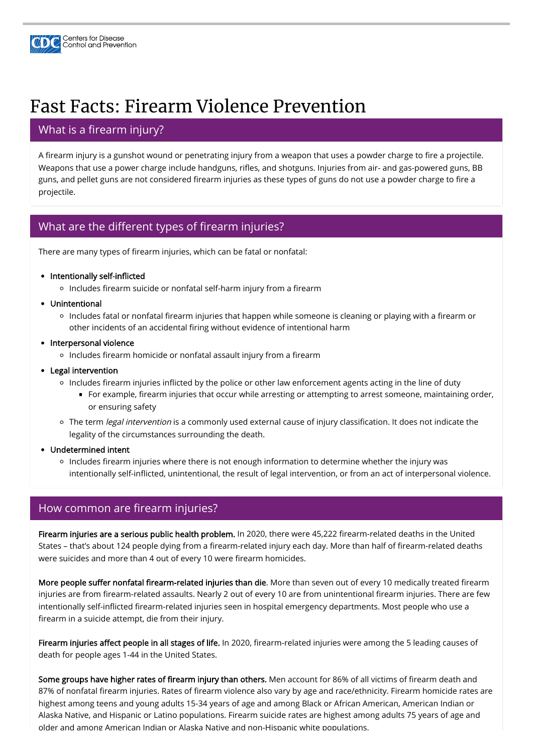# Fast Facts: Firearm Violence Prevention

## What is a firearm injury?

A firearm injury is a gunshot wound or penetrating injury from a weapon that uses a powder charge to fire a projectile. Weapons that use a power charge include handguns, rifles, and shotguns. Injuries from air- and gas-powered guns, BB guns, and pellet guns are not considered firearm injuries as these types of guns do not use a powder charge to fire a projectile.

## What are the different types of firearm injuries?

There are many types of firearm injuries, which can be fatal or nonfatal:

- Intentionally self-inflicted
  - Includes firearm suicide or nonfatal self-harm injury from a firearm
- Unintentional
  - Includes fatal or nonfatal firearm injuries that happen while someone is cleaning or playing with a firearm or other incidents of an accidental firing without evidence of intentional harm
- Interpersonal violence
  - Includes firearm homicide or nonfatal assault injury from a firearm
- Legal intervention
  - Includes firearm injuries inflicted by the police or other law enforcement agents acting in the line of duty
    - For example, firearm injuries that occur while arresting or attempting to arrest someone, maintaining order, or ensuring safety
  - The term *legal intervention* is a commonly used external cause of injury classification. It does not indicate the legality of the circumstances surrounding the death.
- Undetermined intent
  - Includes firearm injuries where there is not enough information to determine whether the injury was intentionally self-inflicted, unintentional, the result of legal intervention, or from an act of interpersonal violence.

## How common are firearm injuries?

**Firearm injuries are a serious public health problem.** In 2020, there were 45,222 firearm-related deaths in the United States – that's about 124 people dying from a firearm-related injury each day. More than half of firearm-related deaths were suicides and more than 4 out of every 10 were firearm homicides.

**More people suffer nonfatal firearm-related injuries than die**. More than seven out of every 10 medically treated firearm injuries are from firearm-related assaults. Nearly 2 out of every 10 are from unintentional firearm injuries. There are few intentionally self-inflicted firearm-related injuries seen in hospital emergency departments. Most people who use a firearm in a suicide attempt, die from their injury.

**Firearm injuries affect people in all stages of life.** In 2020, firearm-related injuries were among the 5 leading causes of death for people ages 1-44 in the United States.

**Some groups have higher rates of firearm injury than others.** Men account for 86% of all victims of firearm death and 87% of nonfatal firearm injuries. Rates of firearm violence also vary by age and race/ethnicity. Firearm homicide rates are highest among teens and young adults 15-34 years of age and among Black or African American, American Indian or Alaska Native, and Hispanic or Latino populations. Firearm suicide rates are highest among adults 75 years of age and older and among American Indian or Alaska Native and non-Hispanic white populations.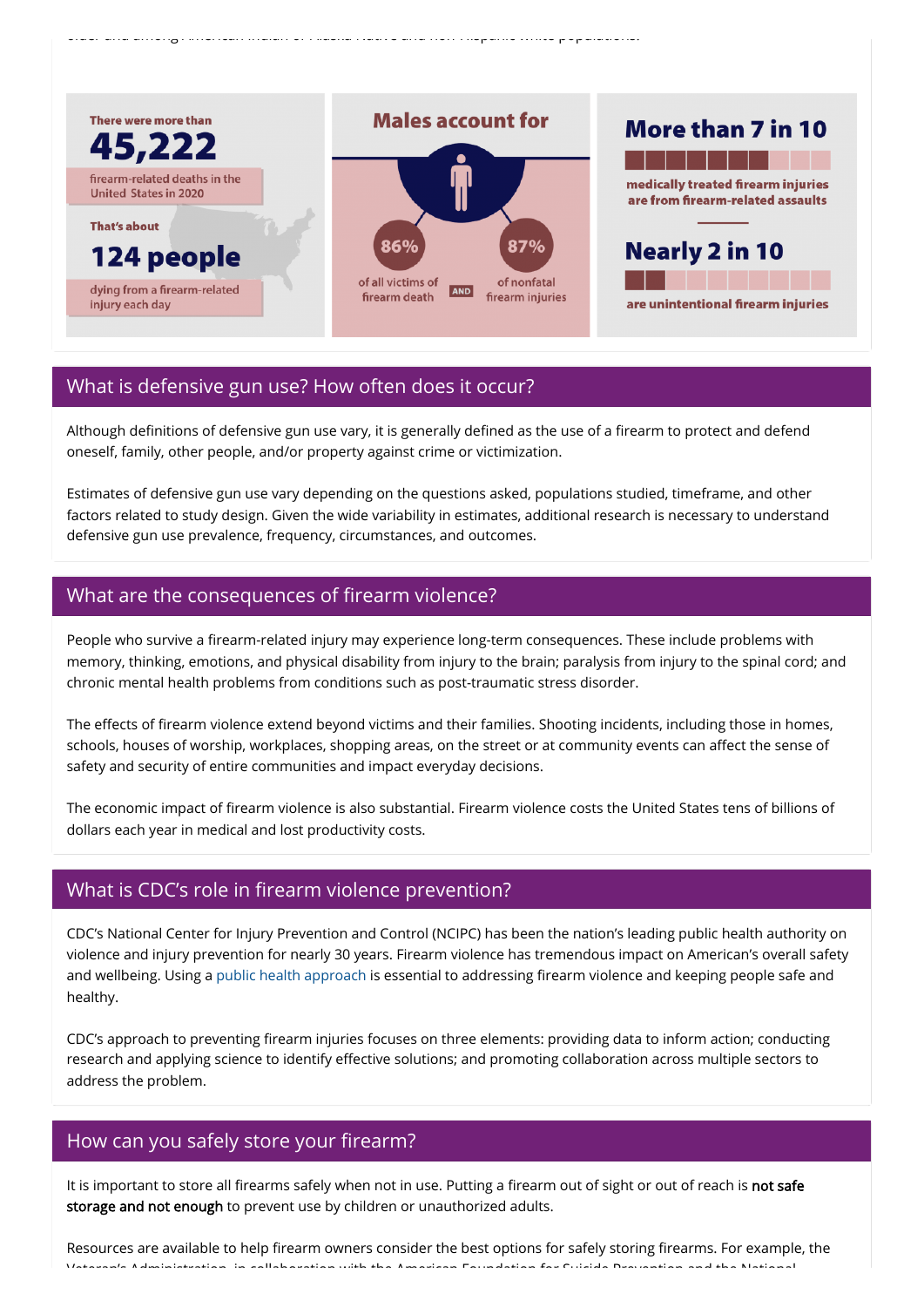There were more than

**45,222**

firearm-related deaths in the United States in 2020

That's about

**124 people**

dying from a firearm-related injury each day

**Males account for**

**86%** of all victims of firearm death AND **87%** of nonfatal firearm injuries

**More than 7 in 10**

medically treated firearm injuries are from firearm-related assaults

**Nearly 2 in 10**

are unintentional firearm injuries

## What is defensive gun use? How often does it occur?

Although definitions of defensive gun use vary, it is generally defined as the use of a firearm to protect and defend oneself, family, other people, and/or property against crime or victimization.

Estimates of defensive gun use vary depending on the questions asked, populations studied, timeframe, and other factors related to study design. Given the wide variability in estimates, additional research is necessary to understand defensive gun use prevalence, frequency, circumstances, and outcomes.

## What are the consequences of firearm violence?

People who survive a firearm-related injury may experience long-term consequences. These include problems with memory, thinking, emotions, and physical disability from injury to the brain; paralysis from injury to the spinal cord; and chronic mental health problems from conditions such as post-traumatic stress disorder.

The effects of firearm violence extend beyond victims and their families. Shooting incidents, including those in homes, schools, houses of worship, workplaces, shopping areas, on the street or at community events can affect the sense of safety and security of entire communities and impact everyday decisions.

The economic impact of firearm violence is also substantial. Firearm violence costs the United States tens of billions of dollars each year in medical and lost productivity costs.

## What is CDC's role in firearm violence prevention?

CDC's National Center for Injury Prevention and Control (NCIPC) has been the nation's leading public health authority on violence and injury prevention for nearly 30 years. Firearm violence has tremendous impact on American's overall safety and wellbeing. Using a public health approach is essential to addressing firearm violence and keeping people safe and healthy.

CDC's approach to preventing firearm injuries focuses on three elements: providing data to inform action; conducting research and applying science to identify effective solutions; and promoting collaboration across multiple sectors to address the problem.

## How can you safely store your firearm?

It is important to store all firearms safely when not in use. Putting a firearm out of sight or out of reach is **not safe storage and not enough** to prevent use by children or unauthorized adults.

Resources are available to help firearm owners consider the best options for safely storing firearms. For example, the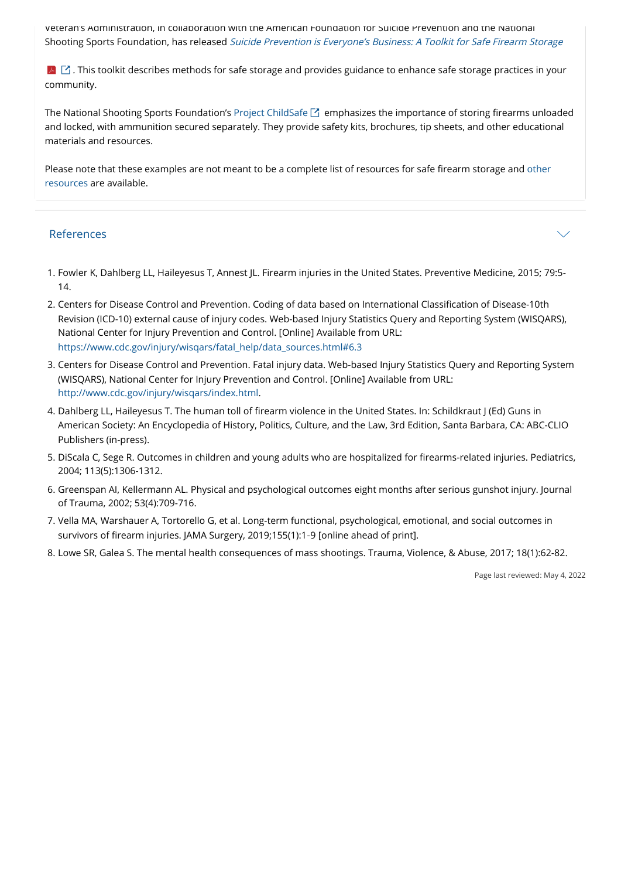Veteran's Administration, in collaboration with the American Foundation for Suicide Prevention and the National Shooting Sports Foundation, has released *Suicide Prevention is Everyone's Business: A Toolkit for Safe Firearm Storage*. This toolkit describes methods for safe storage and provides guidance to enhance safe storage practices in your community.

The National Shooting Sports Foundation's Project ChildSafe emphasizes the importance of storing firearms unloaded and locked, with ammunition secured separately. They provide safety kits, brochures, tip sheets, and other educational materials and resources.

Please note that these examples are not meant to be a complete list of resources for safe firearm storage and other resources are available.

## References

1. Fowler K, Dahlberg LL, Haileyesus T, Annest JL. Firearm injuries in the United States. Preventive Medicine, 2015; 79:5-14.
2. Centers for Disease Control and Prevention. Coding of data based on International Classification of Disease-10th Revision (ICD-10) external cause of injury codes. Web-based Injury Statistics Query and Reporting System (WISQARS), National Center for Injury Prevention and Control. [Online] Available from URL: https://www.cdc.gov/injury/wisqars/fatal_help/data_sources.html#6.3
3. Centers for Disease Control and Prevention. Fatal injury data. Web-based Injury Statistics Query and Reporting System (WISQARS), National Center for Injury Prevention and Control. [Online] Available from URL: http://www.cdc.gov/injury/wisqars/index.html.
4. Dahlberg LL, Haileyesus T. The human toll of firearm violence in the United States. In: Schildkraut J (Ed) Guns in American Society: An Encyclopedia of History, Politics, Culture, and the Law, 3rd Edition, Santa Barbara, CA: ABC-CLIO Publishers (in-press).
5. DiScala C, Sege R. Outcomes in children and young adults who are hospitalized for firearms-related injuries. Pediatrics, 2004; 113(5):1306-1312.
6. Greenspan AI, Kellermann AL. Physical and psychological outcomes eight months after serious gunshot injury. Journal of Trauma, 2002; 53(4):709-716.
7. Vella MA, Warshauer A, Tortorello G, et al. Long-term functional, psychological, emotional, and social outcomes in survivors of firearm injuries. JAMA Surgery, 2019;155(1):1-9 [online ahead of print].
8. Lowe SR, Galea S. The mental health consequences of mass shootings. Trauma, Violence, & Abuse, 2017; 18(1):62-82.

Page last reviewed: May 4, 2022